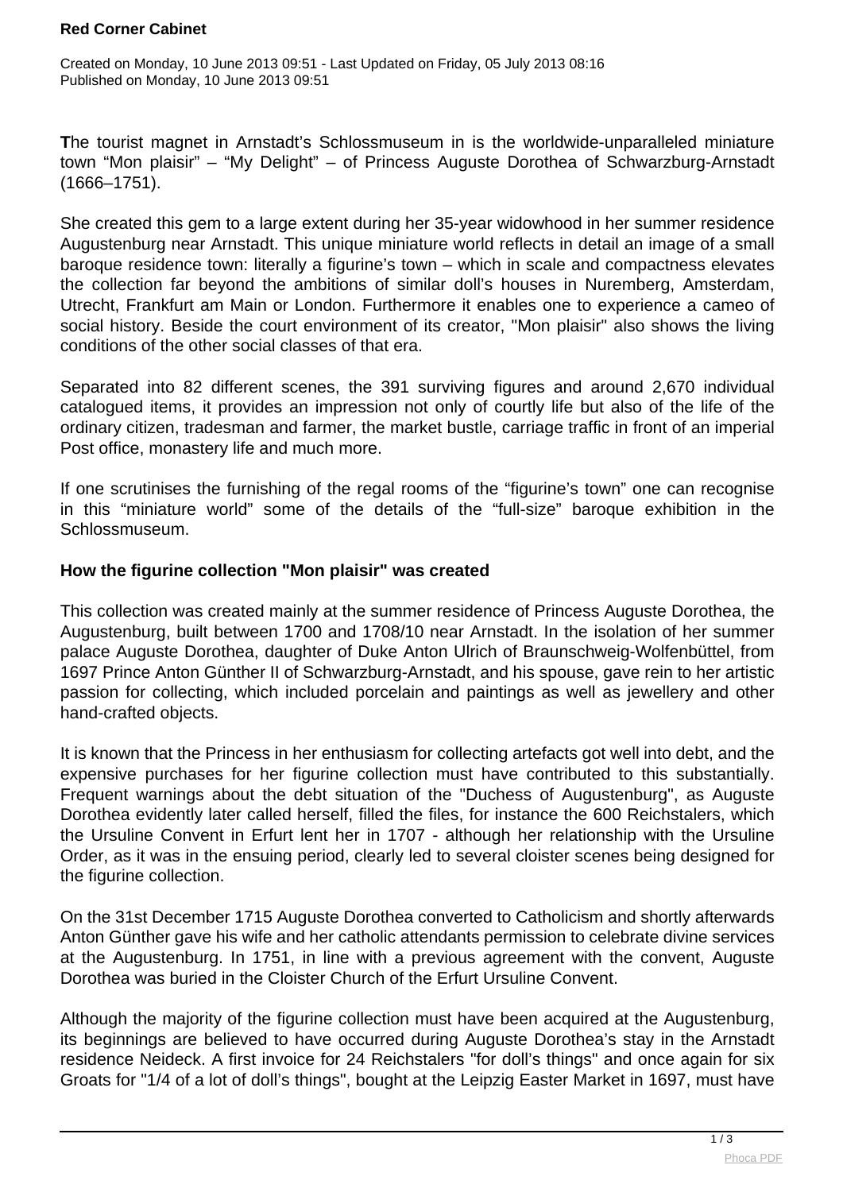**Red Corner Cabinet**

Created on Monday, 10 June 2013 09:51 - Last Updated on Friday, 05 July 2013 08:16
Published on Monday, 10 June 2013 09:51

**T**he tourist magnet in Arnstadt's Schlossmuseum in is the worldwide-unparalleled miniature town "Mon plaisir" – "My Delight" – of Princess Auguste Dorothea of Schwarzburg-Arnstadt (1666–1751).

She created this gem to a large extent during her 35-year widowhood in her summer residence Augustenburg near Arnstadt. This unique miniature world reflects in detail an image of a small baroque residence town: literally a figurine's town – which in scale and compactness elevates the collection far beyond the ambitions of similar doll's houses in Nuremberg, Amsterdam, Utrecht, Frankfurt am Main or London. Furthermore it enables one to experience a cameo of social history. Beside the court environment of its creator, "Mon plaisir" also shows the living conditions of the other social classes of that era.

Separated into 82 different scenes, the 391 surviving figures and around 2,670 individual catalogued items, it provides an impression not only of courtly life but also of the life of the ordinary citizen, tradesman and farmer, the market bustle, carriage traffic in front of an imperial Post office, monastery life and much more.

If one scrutinises the furnishing of the regal rooms of the "figurine's town" one can recognise in this "miniature world" some of the details of the "full-size" baroque exhibition in the Schlossmuseum.

**How the figurine collection "Mon plaisir" was created**

This collection was created mainly at the summer residence of Princess Auguste Dorothea, the Augustenburg, built between 1700 and 1708/10 near Arnstadt. In the isolation of her summer palace Auguste Dorothea, daughter of Duke Anton Ulrich of Braunschweig-Wolfenbüttel, from 1697 Prince Anton Günther II of Schwarzburg-Arnstadt, and his spouse, gave rein to her artistic passion for collecting, which included porcelain and paintings as well as jewellery and other hand-crafted objects.

It is known that the Princess in her enthusiasm for collecting artefacts got well into debt, and the expensive purchases for her figurine collection must have contributed to this substantially. Frequent warnings about the debt situation of the "Duchess of Augustenburg", as Auguste Dorothea evidently later called herself, filled the files, for instance the 600 Reichstalers, which the Ursuline Convent in Erfurt lent her in 1707 - although her relationship with the Ursuline Order, as it was in the ensuing period, clearly led to several cloister scenes being designed for the figurine collection.

On the 31st December 1715 Auguste Dorothea converted to Catholicism and shortly afterwards Anton Günther gave his wife and her catholic attendants permission to celebrate divine services at the Augustenburg. In 1751, in line with a previous agreement with the convent, Auguste Dorothea was buried in the Cloister Church of the Erfurt Ursuline Convent.

Although the majority of the figurine collection must have been acquired at the Augustenburg, its beginnings are believed to have occurred during Auguste Dorothea's stay in the Arnstadt residence Neideck. A first invoice for 24 Reichstalers "for doll's things" and once again for six Groats for "1/4 of a lot of doll's things", bought at the Leipzig Easter Market in 1697, must have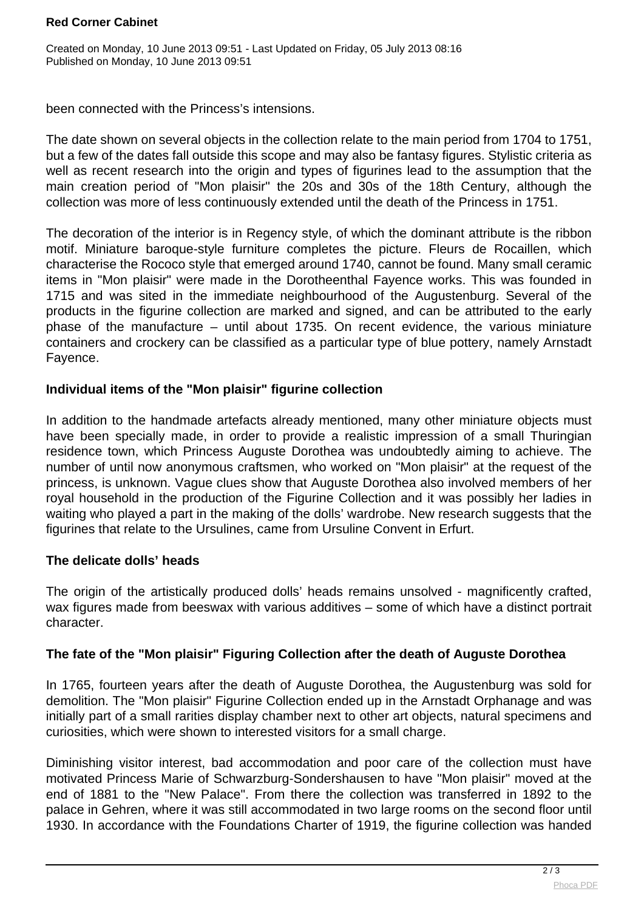been connected with the Princess's intensions.

The date shown on several objects in the collection relate to the main period from 1704 to 1751, but a few of the dates fall outside this scope and may also be fantasy figures. Stylistic criteria as well as recent research into the origin and types of figurines lead to the assumption that the main creation period of "Mon plaisir" the 20s and 30s of the 18th Century, although the collection was more of less continuously extended until the death of the Princess in 1751.

The decoration of the interior is in Regency style, of which the dominant attribute is the ribbon motif. Miniature baroque-style furniture completes the picture. Fleurs de Rocaillen, which characterise the Rococo style that emerged around 1740, cannot be found. Many small ceramic items in "Mon plaisir" were made in the Dorotheenthal Fayence works. This was founded in 1715 and was sited in the immediate neighbourhood of the Augustenburg. Several of the products in the figurine collection are marked and signed, and can be attributed to the early phase of the manufacture – until about 1735. On recent evidence, the various miniature containers and crockery can be classified as a particular type of blue pottery, namely Arnstadt Fayence.

### Individual items of the "Mon plaisir" figurine collection

In addition to the handmade artefacts already mentioned, many other miniature objects must have been specially made, in order to provide a realistic impression of a small Thuringian residence town, which Princess Auguste Dorothea was undoubtedly aiming to achieve. The number of until now anonymous craftsmen, who worked on "Mon plaisir" at the request of the princess, is unknown. Vague clues show that Auguste Dorothea also involved members of her royal household in the production of the Figurine Collection and it was possibly her ladies in waiting who played a part in the making of the dolls' wardrobe. New research suggests that the figurines that relate to the Ursulines, came from Ursuline Convent in Erfurt.

### The delicate dolls' heads

The origin of the artistically produced dolls' heads remains unsolved - magnificently crafted, wax figures made from beeswax with various additives – some of which have a distinct portrait character.

### The fate of the "Mon plaisir" Figuring Collection after the death of Auguste Dorothea

In 1765, fourteen years after the death of Auguste Dorothea, the Augustenburg was sold for demolition. The "Mon plaisir" Figurine Collection ended up in the Arnstadt Orphanage and was initially part of a small rarities display chamber next to other art objects, natural specimens and curiosities, which were shown to interested visitors for a small charge.

Diminishing visitor interest, bad accommodation and poor care of the collection must have motivated Princess Marie of Schwarzburg-Sondershausen to have "Mon plaisir" moved at the end of 1881 to the "New Palace". From there the collection was transferred in 1892 to the palace in Gehren, where it was still accommodated in two large rooms on the second floor until 1930. In accordance with the Foundations Charter of 1919, the figurine collection was handed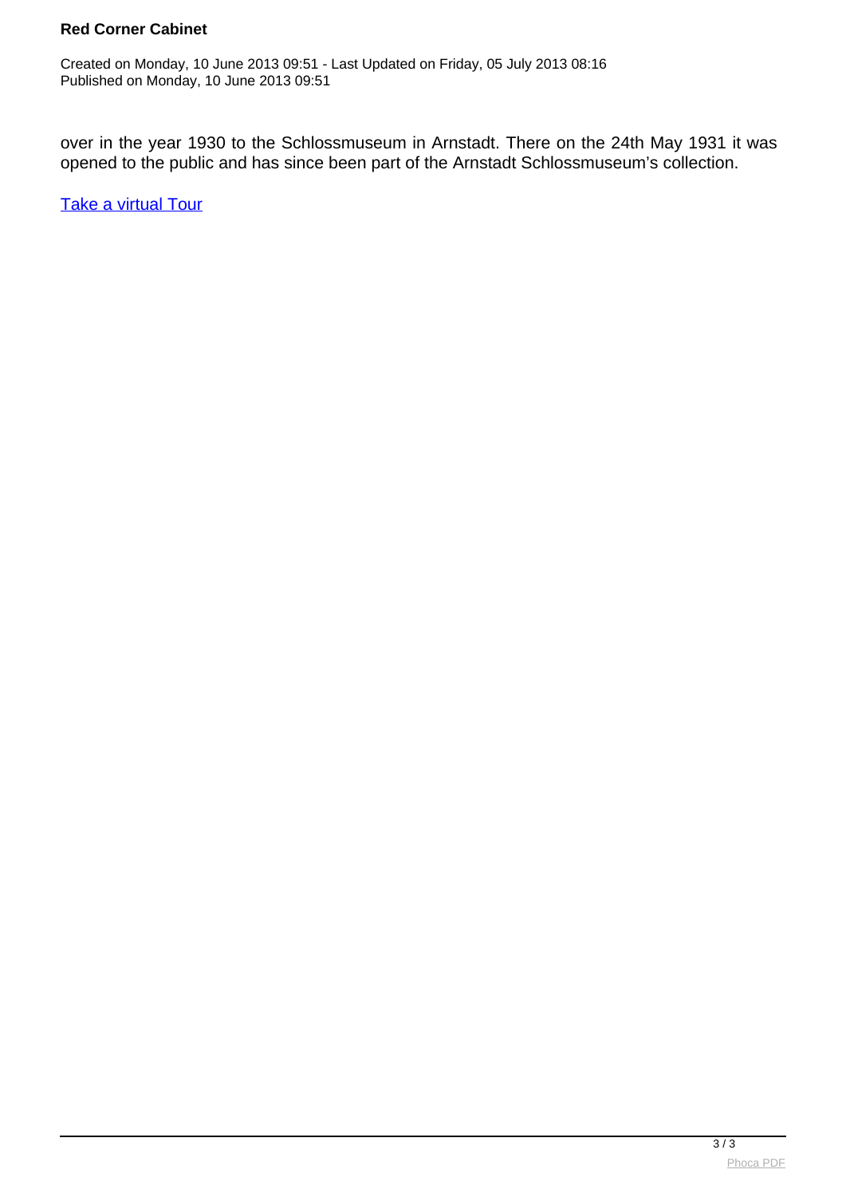over in the year 1930 to the Schlossmuseum in Arnstadt. There on the 24th May 1931 it was opened to the public and has since been part of the Arnstadt Schlossmuseum's collection.

Take a virtual Tour